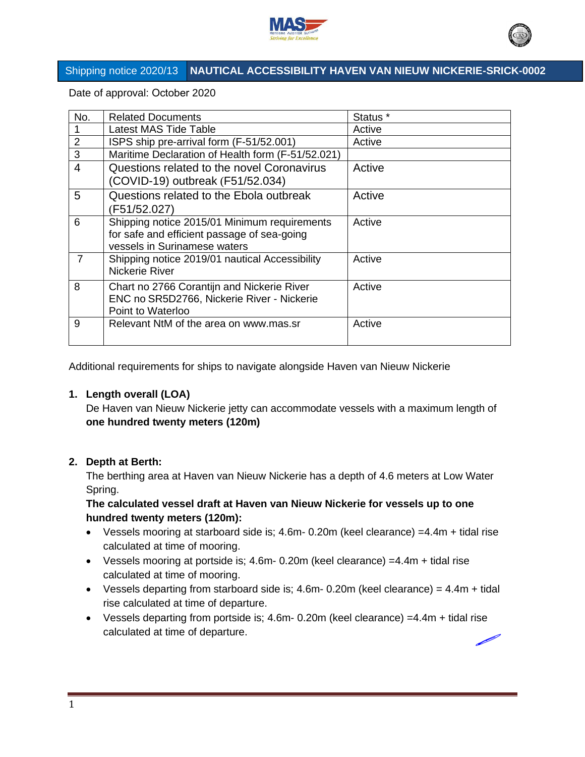# Shipping notice 2020/13 — NAUTICAL ACCESSIBILITY HAVEN VAN NIEUW NICKERIE-SRICK-0002

Date of approval: October 2020

| No. | Related Documents | Status * |
|---|---|---|
| 1 | Latest MAS Tide Table | Active |
| 2 | ISPS ship pre-arrival form (F-51/52.001) | Active |
| 3 | Maritime Declaration of Health form (F-51/52.021) | |
| 4 | Questions related to the novel Coronavirus (COVID-19) outbreak (F51/52.034) | Active |
| 5 | Questions related to the Ebola outbreak (F51/52.027) | Active |
| 6 | Shipping notice 2015/01 Minimum requirements for safe and efficient passage of sea-going vessels in Surinamese waters | Active |
| 7 | Shipping notice 2019/01 nautical Accessibility Nickerie River | Active |
| 8 | Chart no 2766 Corantijn and Nickerie River ENC no SR5D2766, Nickerie River - Nickerie Point to Waterloo | Active |
| 9 | Relevant NtM of the area on www.mas.sr | Active |

Additional requirements for ships to navigate alongside Haven van Nieuw Nickerie

1. **Length overall (LOA)**

   De Haven van Nieuw Nickerie jetty can accommodate vessels with a maximum length of **one hundred twenty meters (120m)**

2. **Depth at Berth:**

   The berthing area at Haven van Nieuw Nickerie has a depth of 4.6 meters at Low Water Spring.

   **The calculated vessel draft at Haven van Nieuw Nickerie for vessels up to one hundred twenty meters (120m):**

   - Vessels mooring at starboard side is; 4.6m- 0.20m (keel clearance) =4.4m + tidal rise calculated at time of mooring.
   - Vessels mooring at portside is; 4.6m- 0.20m (keel clearance) =4.4m + tidal rise calculated at time of mooring.
   - Vessels departing from starboard side is; 4.6m- 0.20m (keel clearance) = 4.4m + tidal rise calculated at time of departure.
   - Vessels departing from portside is; 4.6m- 0.20m (keel clearance) =4.4m + tidal rise calculated at time of departure.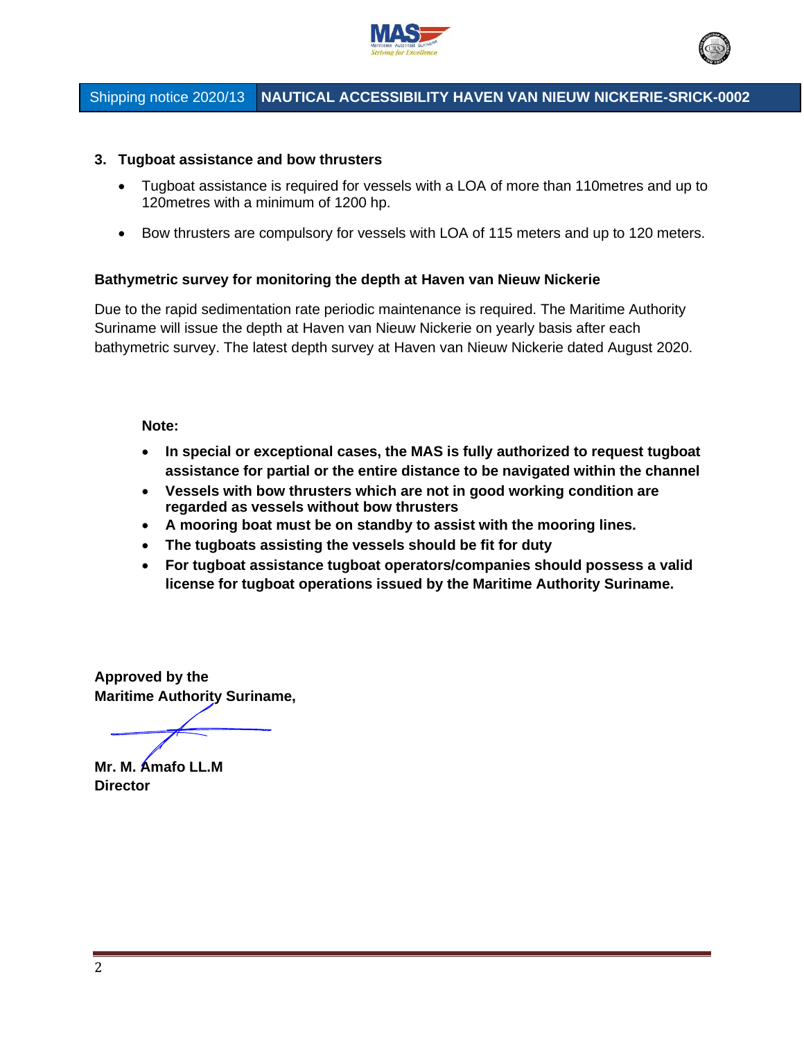### 3. Tugboat assistance and bow thrusters

- Tugboat assistance is required for vessels with a LOA of more than 110metres and up to 120metres with a minimum of 1200 hp.
- Bow thrusters are compulsory for vessels with LOA of 115 meters and up to 120 meters.

**Bathymetric survey for monitoring the depth at Haven van Nieuw Nickerie**

Due to the rapid sedimentation rate periodic maintenance is required. The Maritime Authority Suriname will issue the depth at Haven van Nieuw Nickerie on yearly basis after each bathymetric survey. The latest depth survey at Haven van Nieuw Nickerie dated August 2020.

**Note:**

- **In special or exceptional cases, the MAS is fully authorized to request tugboat assistance for partial or the entire distance to be navigated within the channel**
- **Vessels with bow thrusters which are not in good working condition are regarded as vessels without bow thrusters**
- **A mooring boat must be on standby to assist with the mooring lines.**
- **The tugboats assisting the vessels should be fit for duty**
- **For tugboat assistance tugboat operators/companies should possess a valid license for tugboat operations issued by the Maritime Authority Suriname.**

**Approved by the**
**Maritime Authority Suriname,**

**Mr. M. Amafo LL.M**
**Director**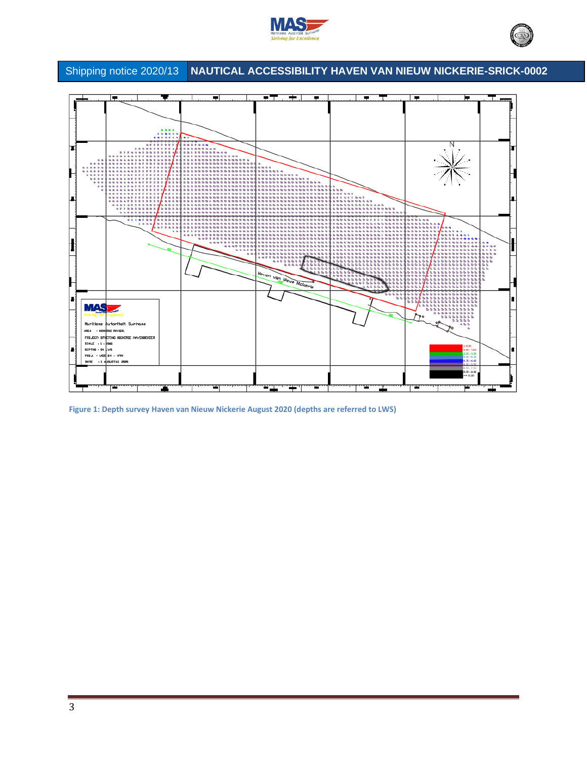N

Haven van Nieuw Nickerie

Maritieme Autoriteit Suriname

Figure 1: Depth survey Haven van Nieuw Nickerie August 2020 (depths are referred to LWS)